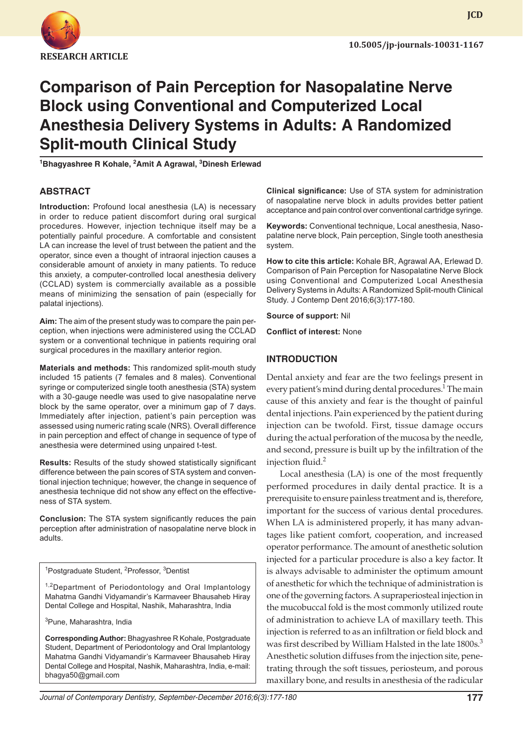RESEARCH ARTICLE

10.5005/jp-journals-10031-1167

# Comparison of Pain Perception for Nasopalatine Nerve Block using Conventional and Computerized Local Anesthesia Delivery Systems in Adults: A Randomized Split-mouth Clinical Study

[1]Bhagyashree R Kohale, [2]Amit A Agrawal, [3]Dinesh Erlewad

## ABSTRACT

**Introduction:** Profound local anesthesia (LA) is necessary in order to reduce patient discomfort during oral surgical procedures. However, injection technique itself may be a potentially painful procedure. A comfortable and consistent LA can increase the level of trust between the patient and the operator, since even a thought of intraoral injection causes a considerable amount of anxiety in many patients. To reduce this anxiety, a computer-controlled local anesthesia delivery (CCLAD) system is commercially available as a possible means of minimizing the sensation of pain (especially for palatal injections).

**Aim:** The aim of the present study was to compare the pain perception, when injections were administered using the CCLAD system or a conventional technique in patients requiring oral surgical procedures in the maxillary anterior region.

**Materials and methods:** This randomized split-mouth study included 15 patients (7 females and 8 males). Conventional syringe or computerized single tooth anesthesia (STA) system with a 30-gauge needle was used to give nasopalatine nerve block by the same operator, over a minimum gap of 7 days. Immediately after injection, patient's pain perception was assessed using numeric rating scale (NRS). Overall difference in pain perception and effect of change in sequence of type of anesthesia were determined using unpaired t-test.

**Results:** Results of the study showed statistically significant difference between the pain scores of STA system and conventional injection technique; however, the change in sequence of anesthesia technique did not show any effect on the effectiveness of STA system.

**Conclusion:** The STA system significantly reduces the pain perception after administration of nasopalatine nerve block in adults.

**Clinical significance:** Use of STA system for administration of nasopalatine nerve block in adults provides better patient acceptance and pain control over conventional cartridge syringe.

**Keywords:** Conventional technique, Local anesthesia, Nasopalatine nerve block, Pain perception, Single tooth anesthesia system.

**How to cite this article:** Kohale BR, Agrawal AA, Erlewad D. Comparison of Pain Perception for Nasopalatine Nerve Block using Conventional and Computerized Local Anesthesia Delivery Systems in Adults: A Randomized Split-mouth Clinical Study. J Contemp Dent 2016;6(3):177-180.

**Source of support:** Nil

**Conflict of interest:** None

[1]Postgraduate Student, [2]Professor, [3]Dentist

[1,2]Department of Periodontology and Oral Implantology Mahatma Gandhi Vidyamandir's Karmaveer Bhausaheb Hiray Dental College and Hospital, Nashik, Maharashtra, India

[3]Pune, Maharashtra, India

**Corresponding Author:** Bhagyashree R Kohale, Postgraduate Student, Department of Periodontology and Oral Implantology Mahatma Gandhi Vidyamandir's Karmaveer Bhausaheb Hiray Dental College and Hospital, Nashik, Maharashtra, India, e-mail: bhagya50@gmail.com

## INTRODUCTION

Dental anxiety and fear are the two feelings present in every patient's mind during dental procedures.[1] The main cause of this anxiety and fear is the thought of painful dental injections. Pain experienced by the patient during injection can be twofold. First, tissue damage occurs during the actual perforation of the mucosa by the needle, and second, pressure is built up by the infiltration of the injection fluid.[2]

Local anesthesia (LA) is one of the most frequently performed procedures in daily dental practice. It is a prerequisite to ensure painless treatment and is, therefore, important for the success of various dental procedures. When LA is administered properly, it has many advantages like patient comfort, cooperation, and increased operator performance. The amount of anesthetic solution injected for a particular procedure is also a key factor. It is always advisable to administer the optimum amount of anesthetic for which the technique of administration is one of the governing factors. A supraperiosteal injection in the mucobuccal fold is the most commonly utilized route of administration to achieve LA of maxillary teeth. This injection is referred to as an infiltration or field block and was first described by William Halsted in the late 1800s.[3] Anesthetic solution diffuses from the injection site, penetrating through the soft tissues, periosteum, and porous maxillary bone, and results in anesthesia of the radicular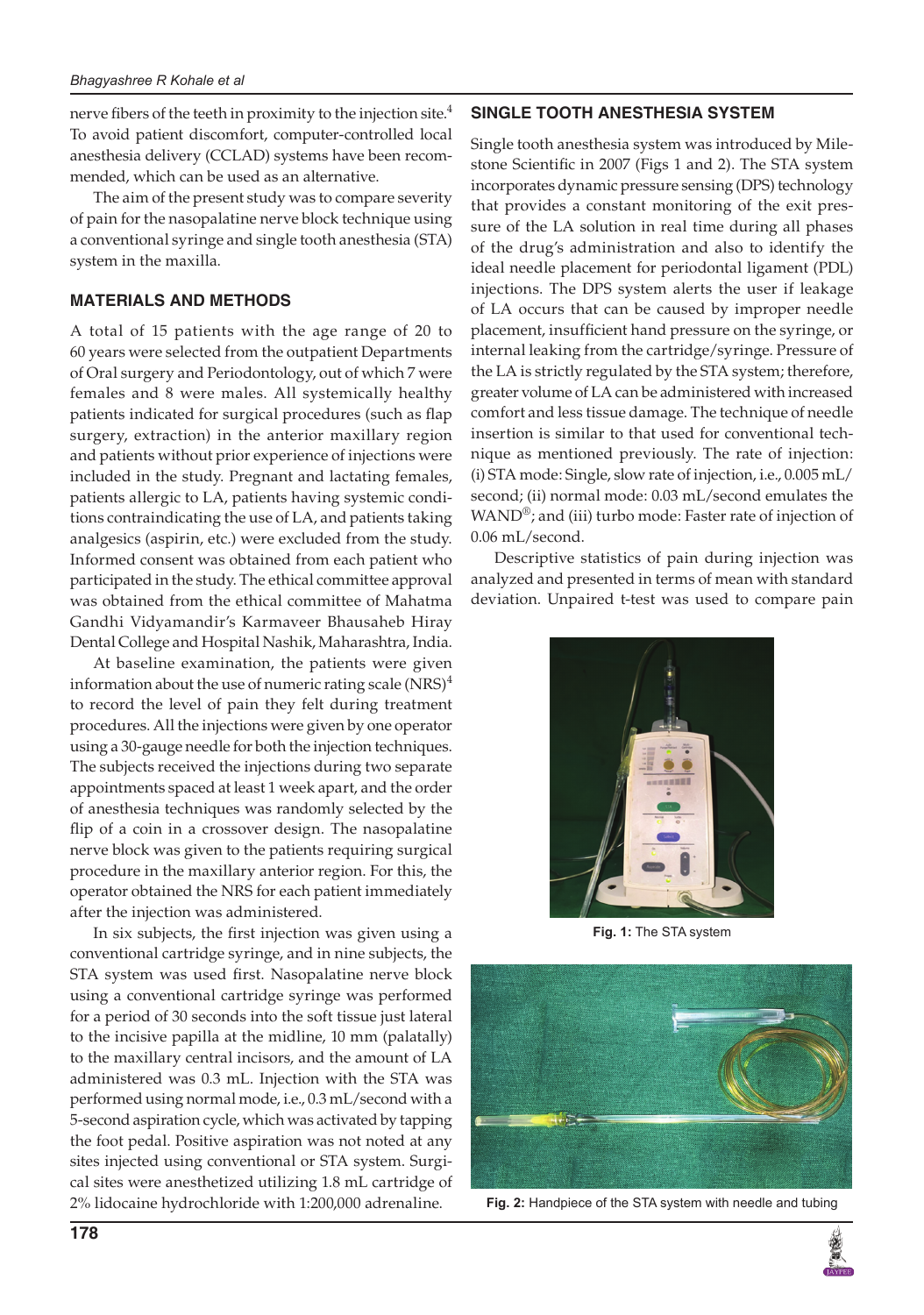nerve fibers of the teeth in proximity to the injection site.[4] To avoid patient discomfort, computer-controlled local anesthesia delivery (CCLAD) systems have been recommended, which can be used as an alternative.

The aim of the present study was to compare severity of pain for the nasopalatine nerve block technique using a conventional syringe and single tooth anesthesia (STA) system in the maxilla.

## MATERIALS AND METHODS

A total of 15 patients with the age range of 20 to 60 years were selected from the outpatient Departments of Oral surgery and Periodontology, out of which 7 were females and 8 were males. All systemically healthy patients indicated for surgical procedures (such as flap surgery, extraction) in the anterior maxillary region and patients without prior experience of injections were included in the study. Pregnant and lactating females, patients allergic to LA, patients having systemic conditions contraindicating the use of LA, and patients taking analgesics (aspirin, etc.) were excluded from the study. Informed consent was obtained from each patient who participated in the study. The ethical committee approval was obtained from the ethical committee of Mahatma Gandhi Vidyamandir's Karmaveer Bhausaheb Hiray Dental College and Hospital Nashik, Maharashtra, India.

At baseline examination, the patients were given information about the use of numeric rating scale (NRS)[4] to record the level of pain they felt during treatment procedures. All the injections were given by one operator using a 30-gauge needle for both the injection techniques. The subjects received the injections during two separate appointments spaced at least 1 week apart, and the order of anesthesia techniques was randomly selected by the flip of a coin in a crossover design. The nasopalatine nerve block was given to the patients requiring surgical procedure in the maxillary anterior region. For this, the operator obtained the NRS for each patient immediately after the injection was administered.

In six subjects, the first injection was given using a conventional cartridge syringe, and in nine subjects, the STA system was used first. Nasopalatine nerve block using a conventional cartridge syringe was performed for a period of 30 seconds into the soft tissue just lateral to the incisive papilla at the midline, 10 mm (palatally) to the maxillary central incisors, and the amount of LA administered was 0.3 mL. Injection with the STA was performed using normal mode, i.e., 0.3 mL/second with a 5-second aspiration cycle, which was activated by tapping the foot pedal. Positive aspiration was not noted at any sites injected using conventional or STA system. Surgical sites were anesthetized utilizing 1.8 mL cartridge of 2% lidocaine hydrochloride with 1:200,000 adrenaline.

## SINGLE TOOTH ANESTHESIA SYSTEM

Single tooth anesthesia system was introduced by Milestone Scientific in 2007 (Figs 1 and 2). The STA system incorporates dynamic pressure sensing (DPS) technology that provides a constant monitoring of the exit pressure of the LA solution in real time during all phases of the drug's administration and also to identify the ideal needle placement for periodontal ligament (PDL) injections. The DPS system alerts the user if leakage of LA occurs that can be caused by improper needle placement, insufficient hand pressure on the syringe, or internal leaking from the cartridge/syringe. Pressure of the LA is strictly regulated by the STA system; therefore, greater volume of LA can be administered with increased comfort and less tissue damage. The technique of needle insertion is similar to that used for conventional technique as mentioned previously. The rate of injection: (i) STA mode: Single, slow rate of injection, i.e., 0.005 mL/second; (ii) normal mode: 0.03 mL/second emulates the WAND®; and (iii) turbo mode: Faster rate of injection of 0.06 mL/second.

Descriptive statistics of pain during injection was analyzed and presented in terms of mean with standard deviation. Unpaired t-test was used to compare pain

**Fig. 1:** The STA system

**Fig. 2:** Handpiece of the STA system with needle and tubing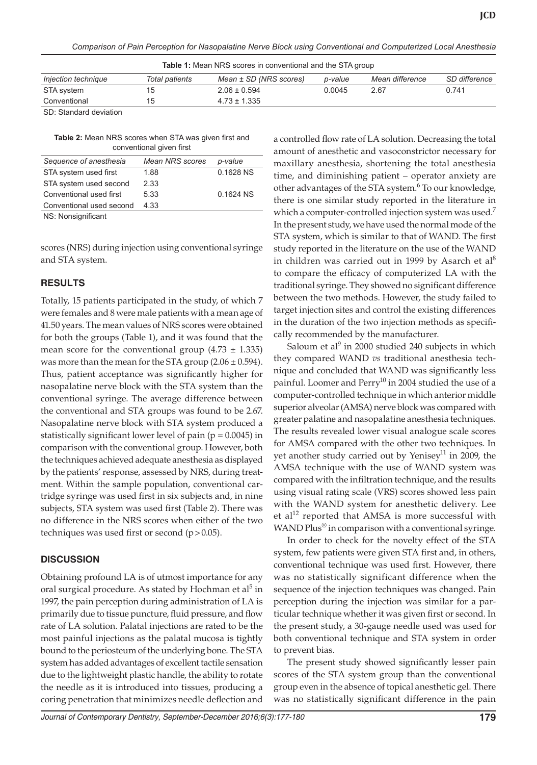**Table 1:** Mean NRS scores in conventional and the STA group

| *Injection technique* | *Total patients* | *Mean ± SD (NRS scores)* | *p-value* | *Mean difference* | *SD difference* |
|---|---|---|---|---|---|
| STA system | 15 | 2.06 ± 0.594 | 0.0045 | 2.67 | 0.741 |
| Conventional | 15 | 4.73 ± 1.335 | | | |

SD: Standard deviation

**Table 2:** Mean NRS scores when STA was given first and conventional given first

| *Sequence of anesthesia* | *Mean NRS scores* | *p-value* |
|---|---|---|
| STA system used first | 1.88 | 0.1628 NS |
| STA system used second | 2.33 | |
| Conventional used first | 5.33 | 0.1624 NS |
| Conventional used second | 4.33 | |

NS: Nonsignificant

scores (NRS) during injection using conventional syringe and STA system.

## RESULTS

Totally, 15 patients participated in the study, of which 7 were females and 8 were male patients with a mean age of 41.50 years. The mean values of NRS scores were obtained for both the groups (Table 1), and it was found that the mean score for the conventional group (4.73 ± 1.335) was more than the mean for the STA group (2.06 ± 0.594). Thus, patient acceptance was significantly higher for nasopalatine nerve block with the STA system than the conventional syringe. The average difference between the conventional and STA groups was found to be 2.67. Nasopalatine nerve block with STA system produced a statistically significant lower level of pain ($p = 0.0045$) in comparison with the conventional group. However, both the techniques achieved adequate anesthesia as displayed by the patients' response, assessed by NRS, during treatment. Within the sample population, conventional cartridge syringe was used first in six subjects and, in nine subjects, STA system was used first (Table 2). There was no difference in the NRS scores when either of the two techniques was used first or second ($p > 0.05$).

## DISCUSSION

Obtaining profound LA is of utmost importance for any oral surgical procedure. As stated by Hochman et al[5] in 1997, the pain perception during administration of LA is primarily due to tissue puncture, fluid pressure, and flow rate of LA solution. Palatal injections are rated to be the most painful injections as the palatal mucosa is tightly bound to the periosteum of the underlying bone. The STA system has added advantages of excellent tactile sensation due to the lightweight plastic handle, the ability to rotate the needle as it is introduced into tissues, producing a coring penetration that minimizes needle deflection and a controlled flow rate of LA solution. Decreasing the total amount of anesthetic and vasoconstrictor necessary for maxillary anesthesia, shortening the total anesthesia time, and diminishing patient – operator anxiety are other advantages of the STA system.[6] To our knowledge, there is one similar study reported in the literature in which a computer-controlled injection system was used.[7] In the present study, we have used the normal mode of the STA system, which is similar to that of WAND. The first study reported in the literature on the use of the WAND in children was carried out in 1999 by Asarch et al[8] to compare the efficacy of computerized LA with the traditional syringe. They showed no significant difference between the two methods. However, the study failed to target injection sites and control the existing differences in the duration of the two injection methods as specifically recommended by the manufacturer.

Saloum et al[9] in 2000 studied 240 subjects in which they compared WAND *vs* traditional anesthesia technique and concluded that WAND was significantly less painful. Loomer and Perry[10] in 2004 studied the use of a computer-controlled technique in which anterior middle superior alveolar (AMSA) nerve block was compared with greater palatine and nasopalatine anesthesia techniques. The results revealed lower visual analogue scale scores for AMSA compared with the other two techniques. In yet another study carried out by Yenisey[11] in 2009, the AMSA technique with the use of WAND system was compared with the infiltration technique, and the results using visual rating scale (VRS) scores showed less pain with the WAND system for anesthetic delivery. Lee et al[12] reported that AMSA is more successful with WAND Plus® in comparison with a conventional syringe.

In order to check for the novelty effect of the STA system, few patients were given STA first and, in others, conventional technique was used first. However, there was no statistically significant difference when the sequence of the injection techniques was changed. Pain perception during the injection was similar for a particular technique whether it was given first or second. In the present study, a 30-gauge needle used was used for both conventional technique and STA system in order to prevent bias.

The present study showed significantly lesser pain scores of the STA system group than the conventional group even in the absence of topical anesthetic gel. There was no statistically significant difference in the pain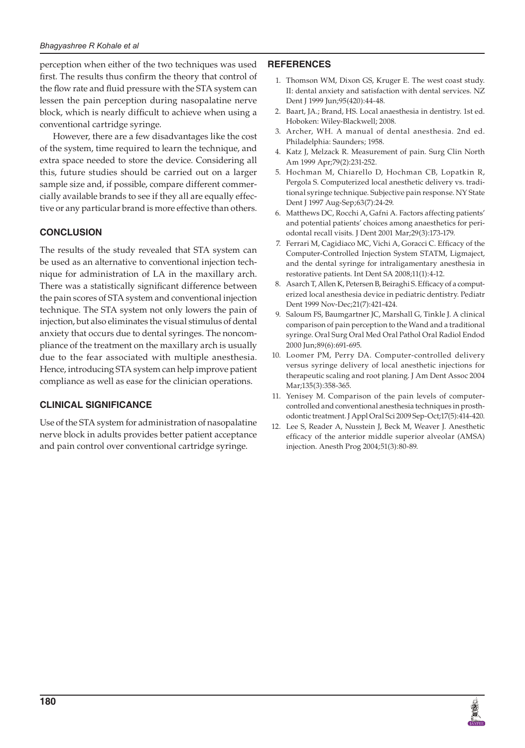perception when either of the two techniques was used first. The results thus confirm the theory that control of the flow rate and fluid pressure with the STA system can lessen the pain perception during nasopalatine nerve block, which is nearly difficult to achieve when using a conventional cartridge syringe.

However, there are a few disadvantages like the cost of the system, time required to learn the technique, and extra space needed to store the device. Considering all this, future studies should be carried out on a larger sample size and, if possible, compare different commercially available brands to see if they all are equally effective or any particular brand is more effective than others.

## CONCLUSION

The results of the study revealed that STA system can be used as an alternative to conventional injection technique for administration of LA in the maxillary arch. There was a statistically significant difference between the pain scores of STA system and conventional injection technique. The STA system not only lowers the pain of injection, but also eliminates the visual stimulus of dental anxiety that occurs due to dental syringes. The noncompliance of the treatment on the maxillary arch is usually due to the fear associated with multiple anesthesia. Hence, introducing STA system can help improve patient compliance as well as ease for the clinician operations.

## CLINICAL SIGNIFICANCE

Use of the STA system for administration of nasopalatine nerve block in adults provides better patient acceptance and pain control over conventional cartridge syringe.

## REFERENCES

1. Thomson WM, Dixon GS, Kruger E. The west coast study. II: dental anxiety and satisfaction with dental services. NZ Dent J 1999 Jun;95(420):44-48.
2. Baart, JA.; Brand, HS. Local anaesthesia in dentistry. 1st ed. Hoboken: Wiley-Blackwell; 2008.
3. Archer, WH. A manual of dental anesthesia. 2nd ed. Philadelphia: Saunders; 1958.
4. Katz J, Melzack R. Measurement of pain. Surg Clin North Am 1999 Apr;79(2):231-252.
5. Hochman M, Chiarello D, Hochman CB, Lopatkin R, Pergola S. Computerized local anesthetic delivery vs. traditional syringe technique. Subjective pain response. NY State Dent J 1997 Aug-Sep;63(7):24-29.
6. Matthews DC, Rocchi A, Gafni A. Factors affecting patients' and potential patients' choices among anaesthetics for periodontal recall visits. J Dent 2001 Mar;29(3):173-179.
7. Ferrari M, Cagidiaco MC, Vichi A, Goracci C. Efficacy of the Computer-Controlled Injection System STATM, Ligmaject, and the dental syringe for intraligamentary anesthesia in restorative patients. Int Dent SA 2008;11(1):4-12.
8. Asarch T, Allen K, Petersen B, Beiraghi S. Efficacy of a computerized local anesthesia device in pediatric dentistry. Pediatr Dent 1999 Nov-Dec;21(7):421-424.
9. Saloum FS, Baumgartner JC, Marshall G, Tinkle J. A clinical comparison of pain perception to the Wand and a traditional syringe. Oral Surg Oral Med Oral Pathol Oral Radiol Endod 2000 Jun;89(6):691-695.
10. Loomer PM, Perry DA. Computer-controlled delivery versus syringe delivery of local anesthetic injections for therapeutic scaling and root planing. J Am Dent Assoc 2004 Mar;135(3):358-365.
11. Yenisey M. Comparison of the pain levels of computer-controlled and conventional anesthesia techniques in prosthodontic treatment. J Appl Oral Sci 2009 Sep-Oct;17(5):414-420.
12. Lee S, Reader A, Nusstein J, Beck M, Weaver J. Anesthetic efficacy of the anterior middle superior alveolar (AMSA) injection. Anesth Prog 2004;51(3):80-89.